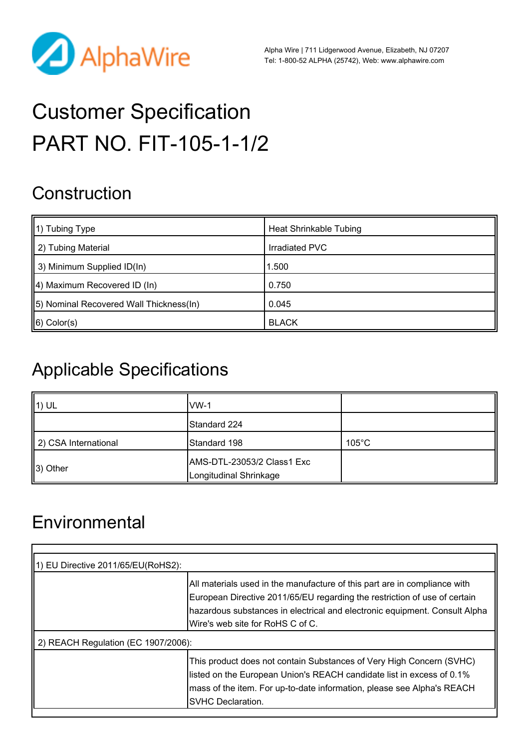Alpha Wire | 711 Lidgerwood Avenue, Elizabeth, NJ 07207
Tel: 1-800-52 ALPHA (25742), Web: www.alphawire.com

# Customer Specification
# PART NO. FIT-105-1-1/2

## Construction

| | |
|---|---|
| 1) Tubing Type | Heat Shrinkable Tubing |
| 2) Tubing Material | Irradiated PVC |
| 3) Minimum Supplied ID(In) | 1.500 |
| 4) Maximum Recovered ID (In) | 0.750 |
| 5) Nominal Recovered Wall Thickness(In) | 0.045 |
| 6) Color(s) | BLACK |

## Applicable Specifications

| | | |
|---|---|---|
| 1) UL | VW-1 | |
| | Standard 224 | |
| 2) CSA International | Standard 198 | 105°C |
| 3) Other | AMS-DTL-23053/2 Class1 Exc Longitudinal Shrinkage | |

## Environmental

| | |
|---|---|
| 1) EU Directive 2011/65/EU(RoHS2): | |
| | All materials used in the manufacture of this part are in compliance with European Directive 2011/65/EU regarding the restriction of use of certain hazardous substances in electrical and electronic equipment. Consult Alpha Wire's web site for RoHS C of C. |
| 2) REACH Regulation (EC 1907/2006): | |
| | This product does not contain Substances of Very High Concern (SVHC) listed on the European Union's REACH candidate list in excess of 0.1% mass of the item. For up-to-date information, please see Alpha's REACH SVHC Declaration. |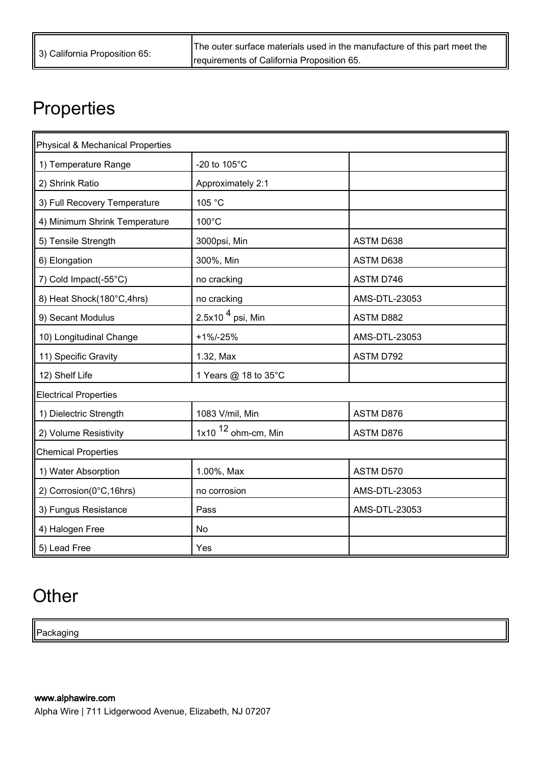| 3) California Proposition 65: | The outer surface materials used in the manufacture of this part meet the requirements of California Proposition 65. |
|---|---|

# Properties

| Physical & Mechanical Properties | | |
|---|---|---|
| 1) Temperature Range | -20 to 105°C | |
| 2) Shrink Ratio | Approximately 2:1 | |
| 3) Full Recovery Temperature | 105 °C | |
| 4) Minimum Shrink Temperature | 100°C | |
| 5) Tensile Strength | 3000psi, Min | ASTM D638 |
| 6) Elongation | 300%, Min | ASTM D638 |
| 7) Cold Impact(-55°C) | no cracking | ASTM D746 |
| 8) Heat Shock(180°C,4hrs) | no cracking | AMS-DTL-23053 |
| 9) Secant Modulus | $2.5x10^{4}$ psi, Min | ASTM D882 |
| 10) Longitudinal Change | +1%/-25% | AMS-DTL-23053 |
| 11) Specific Gravity | 1.32, Max | ASTM D792 |
| 12) Shelf Life | 1 Years @ 18 to 35°C | |
| Electrical Properties | | |
| 1) Dielectric Strength | 1083 V/mil, Min | ASTM D876 |
| 2) Volume Resistivity | $1x10^{12}$ ohm-cm, Min | ASTM D876 |
| Chemical Properties | | |
| 1) Water Absorption | 1.00%, Max | ASTM D570 |
| 2) Corrosion(0°C,16hrs) | no corrosion | AMS-DTL-23053 |
| 3) Fungus Resistance | Pass | AMS-DTL-23053 |
| 4) Halogen Free | No | |
| 5) Lead Free | Yes | |

# Other

| Packaging |
|---|

www.alphawire.com
Alpha Wire | 711 Lidgerwood Avenue, Elizabeth, NJ 07207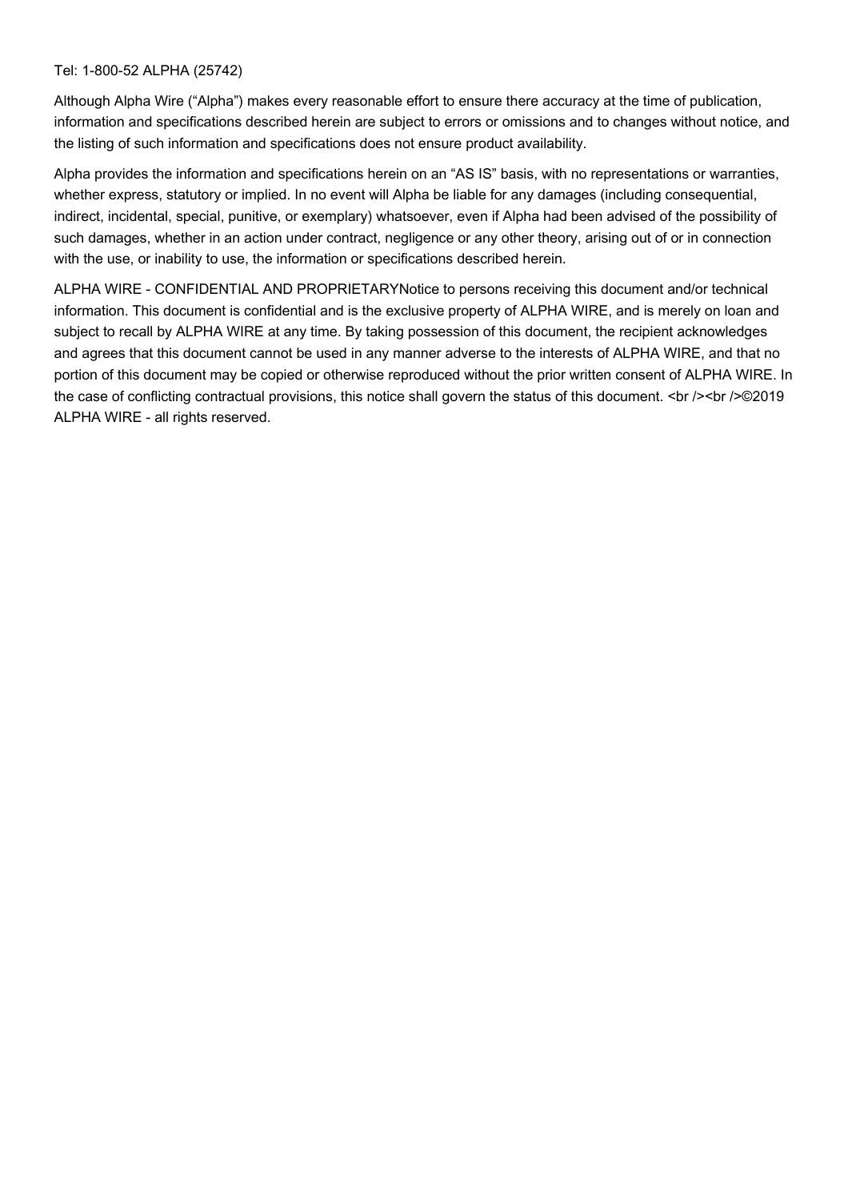Tel: 1-800-52 ALPHA (25742)

Although Alpha Wire ("Alpha") makes every reasonable effort to ensure there accuracy at the time of publication, information and specifications described herein are subject to errors or omissions and to changes without notice, and the listing of such information and specifications does not ensure product availability.

Alpha provides the information and specifications herein on an "AS IS" basis, with no representations or warranties, whether express, statutory or implied. In no event will Alpha be liable for any damages (including consequential, indirect, incidental, special, punitive, or exemplary) whatsoever, even if Alpha had been advised of the possibility of such damages, whether in an action under contract, negligence or any other theory, arising out of or in connection with the use, or inability to use, the information or specifications described herein.

ALPHA WIRE - CONFIDENTIAL AND PROPRIETARYNotice to persons receiving this document and/or technical information. This document is confidential and is the exclusive property of ALPHA WIRE, and is merely on loan and subject to recall by ALPHA WIRE at any time. By taking possession of this document, the recipient acknowledges and agrees that this document cannot be used in any manner adverse to the interests of ALPHA WIRE, and that no portion of this document may be copied or otherwise reproduced without the prior written consent of ALPHA WIRE. In the case of conflicting contractual provisions, this notice shall govern the status of this document. <br /><br />©2019 ALPHA WIRE - all rights reserved.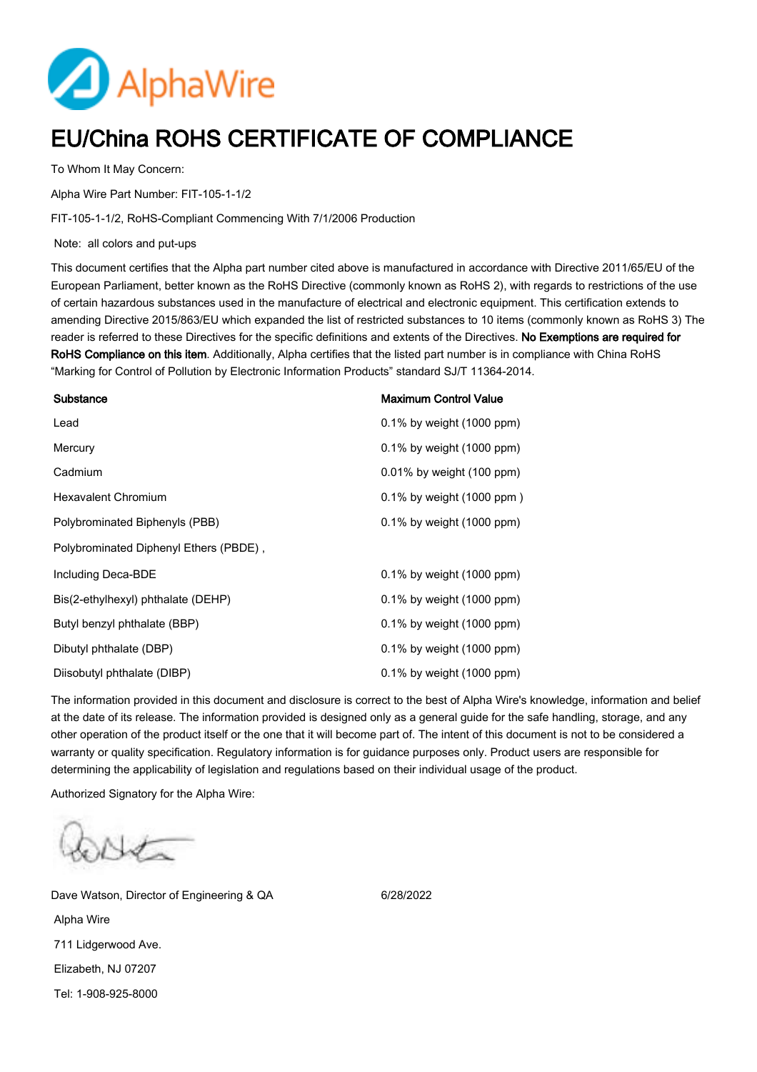AlphaWire

# EU/China ROHS CERTIFICATE OF COMPLIANCE

To Whom It May Concern:

Alpha Wire Part Number: FIT-105-1-1/2

FIT-105-1-1/2, RoHS-Compliant Commencing With 7/1/2006 Production

Note: all colors and put-ups

This document certifies that the Alpha part number cited above is manufactured in accordance with Directive 2011/65/EU of the European Parliament, better known as the RoHS Directive (commonly known as RoHS 2), with regards to restrictions of the use of certain hazardous substances used in the manufacture of electrical and electronic equipment. This certification extends to amending Directive 2015/863/EU which expanded the list of restricted substances to 10 items (commonly known as RoHS 3) The reader is referred to these Directives for the specific definitions and extents of the Directives. **No Exemptions are required for RoHS Compliance on this item**. Additionally, Alpha certifies that the listed part number is in compliance with China RoHS "Marking for Control of Pollution by Electronic Information Products" standard SJ/T 11364-2014.

| Substance | Maximum Control Value |
|---|---|
| Lead | 0.1% by weight (1000 ppm) |
| Mercury | 0.1% by weight (1000 ppm) |
| Cadmium | 0.01% by weight (100 ppm) |
| Hexavalent Chromium | 0.1% by weight (1000 ppm ) |
| Polybrominated Biphenyls (PBB) | 0.1% by weight (1000 ppm) |
| Polybrominated Diphenyl Ethers (PBDE) , | |
| Including Deca-BDE | 0.1% by weight (1000 ppm) |
| Bis(2-ethylhexyl) phthalate (DEHP) | 0.1% by weight (1000 ppm) |
| Butyl benzyl phthalate (BBP) | 0.1% by weight (1000 ppm) |
| Dibutyl phthalate (DBP) | 0.1% by weight (1000 ppm) |
| Diisobutyl phthalate (DIBP) | 0.1% by weight (1000 ppm) |

The information provided in this document and disclosure is correct to the best of Alpha Wire's knowledge, information and belief at the date of its release. The information provided is designed only as a general guide for the safe handling, storage, and any other operation of the product itself or the one that it will become part of. The intent of this document is not to be considered a warranty or quality specification. Regulatory information is for guidance purposes only. Product users are responsible for determining the applicability of legislation and regulations based on their individual usage of the product.

Authorized Signatory for the Alpha Wire:

Dave Watson, Director of Engineering & QA 6/28/2022

Alpha Wire

711 Lidgerwood Ave.

Elizabeth, NJ 07207

Tel: 1-908-925-8000